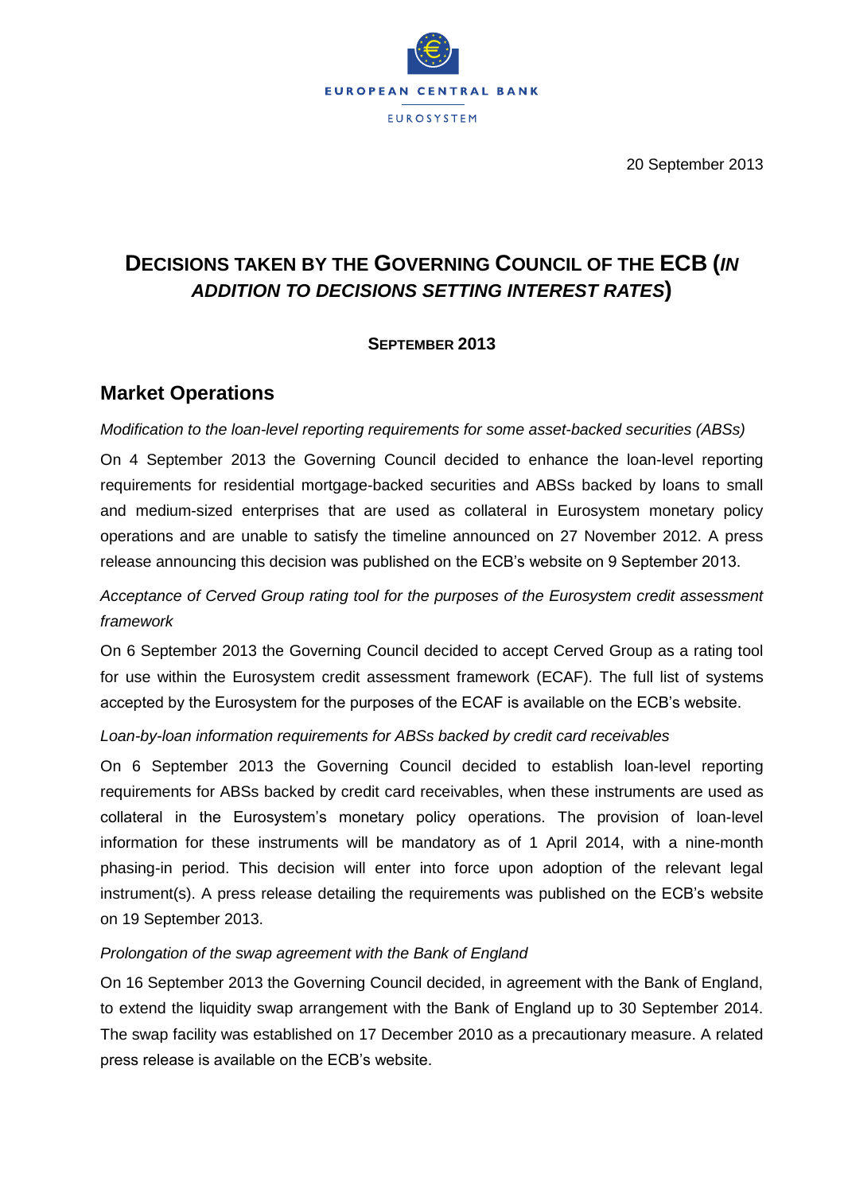EUROPEAN CENTRAL BANK

EUROSYSTEM

20 September 2013

# DECISIONS TAKEN BY THE GOVERNING COUNCIL OF THE ECB (*IN ADDITION TO DECISIONS SETTING INTEREST RATES*)

**SEPTEMBER 2013**

## Market Operations

*Modification to the loan-level reporting requirements for some asset-backed securities (ABSs)*

On 4 September 2013 the Governing Council decided to enhance the loan-level reporting requirements for residential mortgage-backed securities and ABSs backed by loans to small and medium-sized enterprises that are used as collateral in Eurosystem monetary policy operations and are unable to satisfy the timeline announced on 27 November 2012. A press release announcing this decision was published on the ECB's website on 9 September 2013.

*Acceptance of Cerved Group rating tool for the purposes of the Eurosystem credit assessment framework*

On 6 September 2013 the Governing Council decided to accept Cerved Group as a rating tool for use within the Eurosystem credit assessment framework (ECAF). The full list of systems accepted by the Eurosystem for the purposes of the ECAF is available on the ECB's website.

*Loan-by-loan information requirements for ABSs backed by credit card receivables*

On 6 September 2013 the Governing Council decided to establish loan-level reporting requirements for ABSs backed by credit card receivables, when these instruments are used as collateral in the Eurosystem's monetary policy operations. The provision of loan-level information for these instruments will be mandatory as of 1 April 2014, with a nine-month phasing-in period. This decision will enter into force upon adoption of the relevant legal instrument(s). A press release detailing the requirements was published on the ECB's website on 19 September 2013.

*Prolongation of the swap agreement with the Bank of England*

On 16 September 2013 the Governing Council decided, in agreement with the Bank of England, to extend the liquidity swap arrangement with the Bank of England up to 30 September 2014. The swap facility was established on 17 December 2010 as a precautionary measure. A related press release is available on the ECB's website.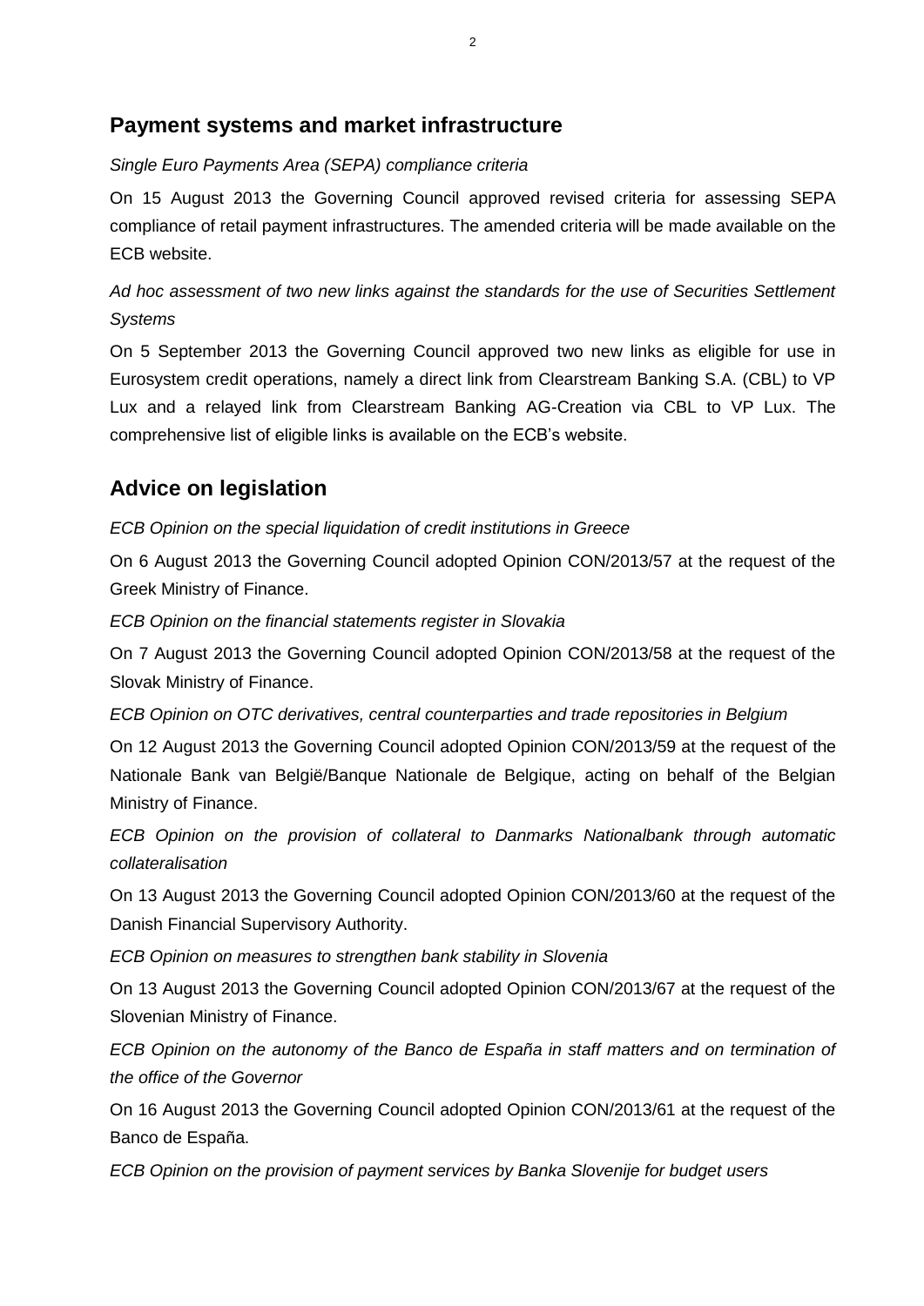## Payment systems and market infrastructure

*Single Euro Payments Area (SEPA) compliance criteria*

On 15 August 2013 the Governing Council approved revised criteria for assessing SEPA compliance of retail payment infrastructures. The amended criteria will be made available on the ECB website.

*Ad hoc assessment of two new links against the standards for the use of Securities Settlement Systems*

On 5 September 2013 the Governing Council approved two new links as eligible for use in Eurosystem credit operations, namely a direct link from Clearstream Banking S.A. (CBL) to VP Lux and a relayed link from Clearstream Banking AG-Creation via CBL to VP Lux. The comprehensive list of eligible links is available on the ECB's website.

## Advice on legislation

*ECB Opinion on the special liquidation of credit institutions in Greece*

On 6 August 2013 the Governing Council adopted Opinion CON/2013/57 at the request of the Greek Ministry of Finance.

*ECB Opinion on the financial statements register in Slovakia*

On 7 August 2013 the Governing Council adopted Opinion CON/2013/58 at the request of the Slovak Ministry of Finance.

*ECB Opinion on OTC derivatives, central counterparties and trade repositories in Belgium*

On 12 August 2013 the Governing Council adopted Opinion CON/2013/59 at the request of the Nationale Bank van België/Banque Nationale de Belgique, acting on behalf of the Belgian Ministry of Finance.

*ECB Opinion on the provision of collateral to Danmarks Nationalbank through automatic collateralisation*

On 13 August 2013 the Governing Council adopted Opinion CON/2013/60 at the request of the Danish Financial Supervisory Authority.

*ECB Opinion on measures to strengthen bank stability in Slovenia*

On 13 August 2013 the Governing Council adopted Opinion CON/2013/67 at the request of the Slovenian Ministry of Finance.

*ECB Opinion on the autonomy of the Banco de España in staff matters and on termination of the office of the Governor*

On 16 August 2013 the Governing Council adopted Opinion CON/2013/61 at the request of the Banco de España.

*ECB Opinion on the provision of payment services by Banka Slovenije for budget users*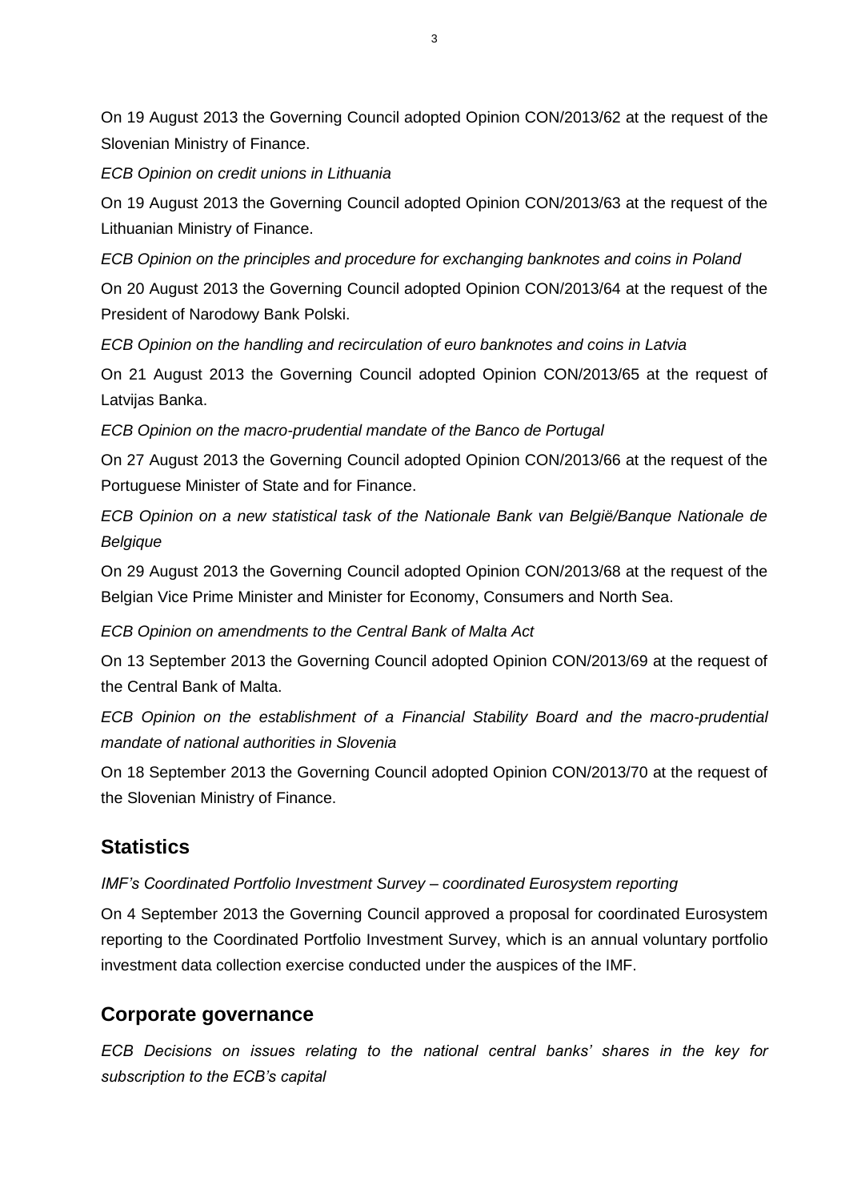On 19 August 2013 the Governing Council adopted Opinion CON/2013/62 at the request of the Slovenian Ministry of Finance.

*ECB Opinion on credit unions in Lithuania*

On 19 August 2013 the Governing Council adopted Opinion CON/2013/63 at the request of the Lithuanian Ministry of Finance.

*ECB Opinion on the principles and procedure for exchanging banknotes and coins in Poland*

On 20 August 2013 the Governing Council adopted Opinion CON/2013/64 at the request of the President of Narodowy Bank Polski.

*ECB Opinion on the handling and recirculation of euro banknotes and coins in Latvia*

On 21 August 2013 the Governing Council adopted Opinion CON/2013/65 at the request of Latvijas Banka.

*ECB Opinion on the macro-prudential mandate of the Banco de Portugal*

On 27 August 2013 the Governing Council adopted Opinion CON/2013/66 at the request of the Portuguese Minister of State and for Finance.

*ECB Opinion on a new statistical task of the Nationale Bank van België/Banque Nationale de Belgique*

On 29 August 2013 the Governing Council adopted Opinion CON/2013/68 at the request of the Belgian Vice Prime Minister and Minister for Economy, Consumers and North Sea.

*ECB Opinion on amendments to the Central Bank of Malta Act*

On 13 September 2013 the Governing Council adopted Opinion CON/2013/69 at the request of the Central Bank of Malta.

*ECB Opinion on the establishment of a Financial Stability Board and the macro-prudential mandate of national authorities in Slovenia*

On 18 September 2013 the Governing Council adopted Opinion CON/2013/70 at the request of the Slovenian Ministry of Finance.

## Statistics

*IMF's Coordinated Portfolio Investment Survey – coordinated Eurosystem reporting*

On 4 September 2013 the Governing Council approved a proposal for coordinated Eurosystem reporting to the Coordinated Portfolio Investment Survey, which is an annual voluntary portfolio investment data collection exercise conducted under the auspices of the IMF.

## Corporate governance

*ECB Decisions on issues relating to the national central banks' shares in the key for subscription to the ECB's capital*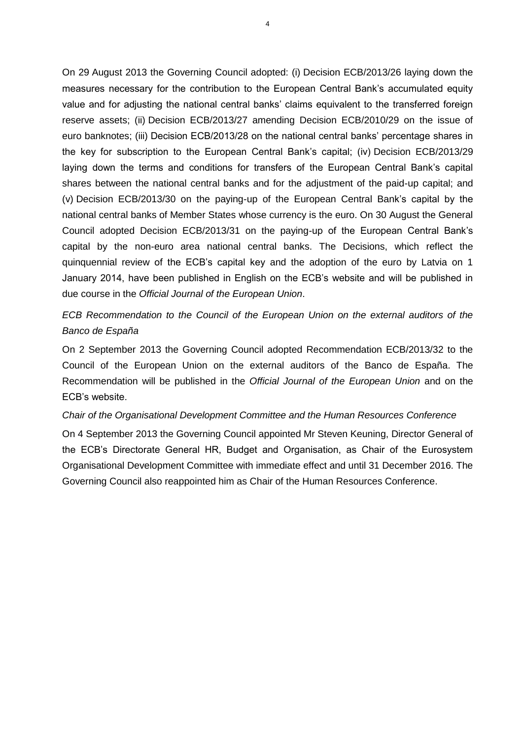On 29 August 2013 the Governing Council adopted: (i) Decision ECB/2013/26 laying down the measures necessary for the contribution to the European Central Bank's accumulated equity value and for adjusting the national central banks' claims equivalent to the transferred foreign reserve assets; (ii) Decision ECB/2013/27 amending Decision ECB/2010/29 on the issue of euro banknotes; (iii) Decision ECB/2013/28 on the national central banks' percentage shares in the key for subscription to the European Central Bank's capital; (iv) Decision ECB/2013/29 laying down the terms and conditions for transfers of the European Central Bank's capital shares between the national central banks and for the adjustment of the paid-up capital; and (v) Decision ECB/2013/30 on the paying-up of the European Central Bank's capital by the national central banks of Member States whose currency is the euro. On 30 August the General Council adopted Decision ECB/2013/31 on the paying-up of the European Central Bank's capital by the non-euro area national central banks. The Decisions, which reflect the quinquennial review of the ECB's capital key and the adoption of the euro by Latvia on 1 January 2014, have been published in English on the ECB's website and will be published in due course in the *Official Journal of the European Union*.

*ECB Recommendation to the Council of the European Union on the external auditors of the Banco de España*

On 2 September 2013 the Governing Council adopted Recommendation ECB/2013/32 to the Council of the European Union on the external auditors of the Banco de España. The Recommendation will be published in the *Official Journal of the European Union* and on the ECB's website.

*Chair of the Organisational Development Committee and the Human Resources Conference*

On 4 September 2013 the Governing Council appointed Mr Steven Keuning, Director General of the ECB's Directorate General HR, Budget and Organisation, as Chair of the Eurosystem Organisational Development Committee with immediate effect and until 31 December 2016. The Governing Council also reappointed him as Chair of the Human Resources Conference.